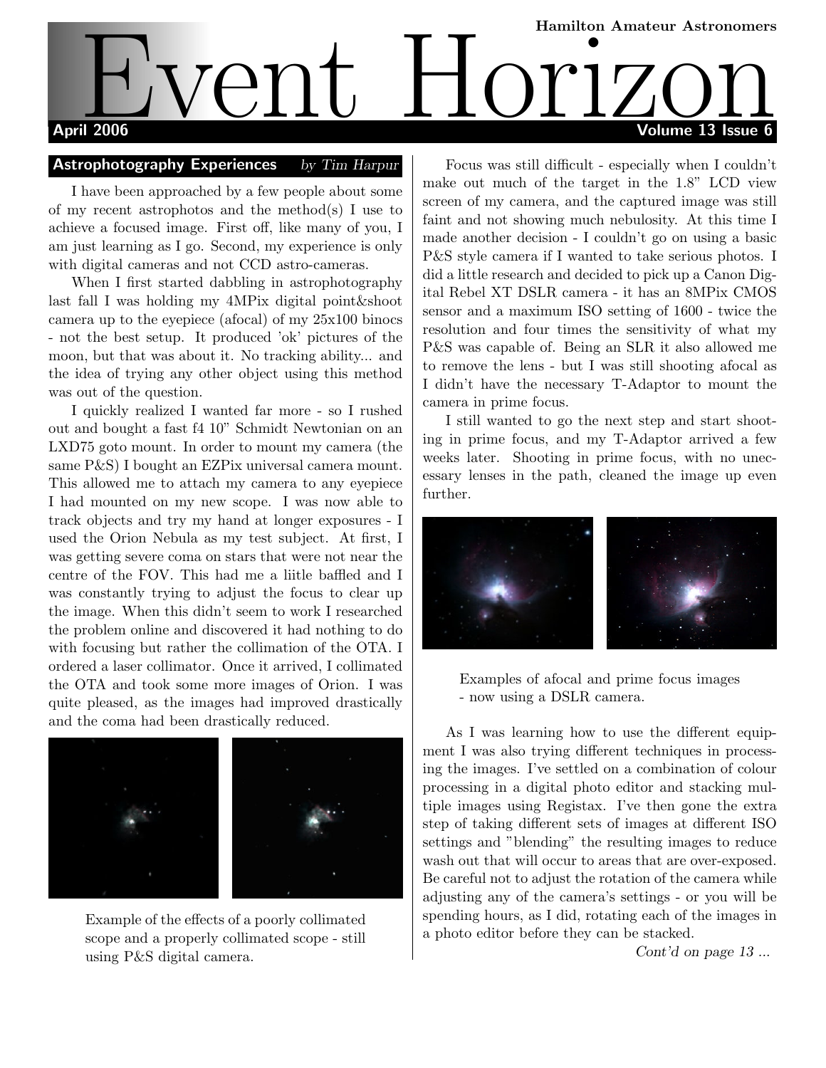Hamilton Amateur Astronomers

# Event Horizon

April 2006 — Volume 13 Issue 6

## Astrophotography Experiences

*by Tim Harpur*

I have been approached by a few people about some of my recent astrophotos and the method(s) I use to achieve a focused image. First off, like many of you, I am just learning as I go. Second, my experience is only with digital cameras and not CCD astro-cameras.

When I first started dabbling in astrophotography last fall I was holding my 4MPix digital point&shoot camera up to the eyepiece (afocal) of my 25x100 binocs - not the best setup. It produced 'ok' pictures of the moon, but that was about it. No tracking ability... and the idea of trying any other object using this method was out of the question.

I quickly realized I wanted far more - so I rushed out and bought a fast f4 10" Schmidt Newtonian on an LXD75 goto mount. In order to mount my camera (the same P&S) I bought an EZPix universal camera mount. This allowed me to attach my camera to any eyepiece I had mounted on my new scope. I was now able to track objects and try my hand at longer exposures - I used the Orion Nebula as my test subject. At first, I was getting severe coma on stars that were not near the centre of the FOV. This had me a liitle baffled and I was constantly trying to adjust the focus to clear up the image. When this didn't seem to work I researched the problem online and discovered it had nothing to do with focusing but rather the collimation of the OTA. I ordered a laser collimator. Once it arrived, I collimated the OTA and took some more images of Orion. I was quite pleased, as the images had improved drastically and the coma had been drastically reduced.

Example of the effects of a poorly collimated scope and a properly collimated scope - still using P&S digital camera.

Focus was still difficult - especially when I couldn't make out much of the target in the 1.8" LCD view screen of my camera, and the captured image was still faint and not showing much nebulosity. At this time I made another decision - I couldn't go on using a basic P&S style camera if I wanted to take serious photos. I did a little research and decided to pick up a Canon Digital Rebel XT DSLR camera - it has an 8MPix CMOS sensor and a maximum ISO setting of 1600 - twice the resolution and four times the sensitivity of what my P&S was capable of. Being an SLR it also allowed me to remove the lens - but I was still shooting afocal as I didn't have the necessary T-Adaptor to mount the camera in prime focus.

I still wanted to go the next step and start shooting in prime focus, and my T-Adaptor arrived a few weeks later. Shooting in prime focus, with no unecessary lenses in the path, cleaned the image up even further.

Examples of afocal and prime focus images - now using a DSLR camera.

As I was learning how to use the different equipment I was also trying different techniques in processing the images. I've settled on a combination of colour processing in a digital photo editor and stacking multiple images using Registax. I've then gone the extra step of taking different sets of images at different ISO settings and "blending" the resulting images to reduce wash out that will occur to areas that are over-exposed. Be careful not to adjust the rotation of the camera while adjusting any of the camera's settings - or you will be spending hours, as I did, rotating each of the images in a photo editor before they can be stacked.

*Cont'd on page 13 ...*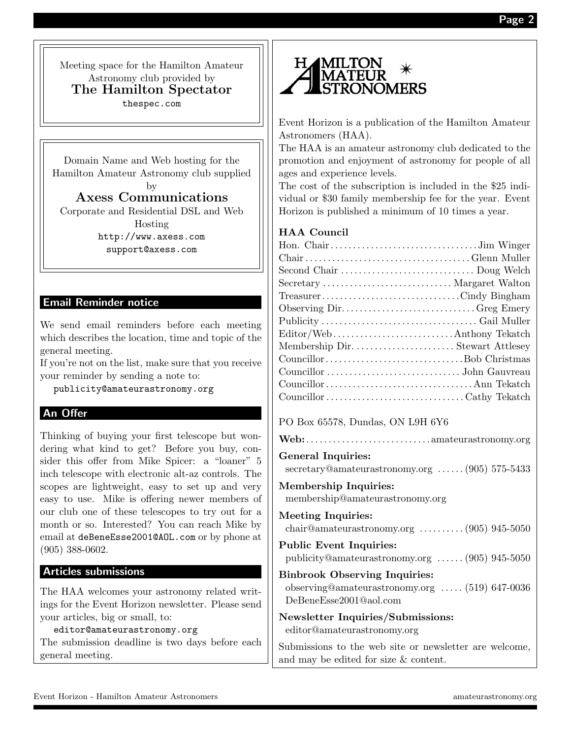Meeting space for the Hamilton Amateur Astronomy club provided by

**The Hamilton Spectator**

thespec.com

Domain Name and Web hosting for the Hamilton Amateur Astronomy club supplied by

**Axess Communications**

Corporate and Residential DSL and Web Hosting

http://www.axess.com

support@axess.com

## Email Reminder notice

We send email reminders before each meeting which describes the location, time and topic of the general meeting.

If you're not on the list, make sure that you receive your reminder by sending a note to:

publicity@amateurastronomy.org

## An Offer

Thinking of buying your first telescope but wondering what kind to get? Before you buy, consider this offer from Mike Spicer: a "loaner" 5 inch telescope with electronic alt-az controls. The scopes are lightweight, easy to set up and very easy to use. Mike is offering newer members of our club one of these telescopes to try out for a month or so. Interested? You can reach Mike by email at deBeneEsse2001@AOL.com or by phone at (905) 388-0602.

## Articles submissions

The HAA welcomes your astronomy related writings for the Event Horizon newsletter. Please send your articles, big or small, to:

editor@amateurastronomy.org

The submission deadline is two days before each general meeting.

HAMILTON AMATEUR ASTRONOMERS

Event Horizon is a publication of the Hamilton Amateur Astronomers (HAA).

The HAA is an amateur astronomy club dedicated to the promotion and enjoyment of astronomy for people of all ages and experience levels.

The cost of the subscription is included in the $25 individual or $30 family membership fee for the year. Event Horizon is published a minimum of 10 times a year.

### HAA Council

- Hon. Chair .......... Jim Winger
- Chair .......... Glenn Muller
- Second Chair .......... Doug Welch
- Secretary .......... Margaret Walton
- Treasurer .......... Cindy Bingham
- Observing Dir. .......... Greg Emery
- Publicity .......... Gail Muller
- Editor/Web .......... Anthony Tekatch
- Membership Dir. .......... Stewart Attlesey
- Councillor .......... Bob Christmas
- Councillor .......... John Gauvreau
- Councillor .......... Ann Tekatch
- Councillor .......... Cathy Tekatch

PO Box 65578, Dundas, ON L9H 6Y6

**Web:** .......... amateurastronomy.org

**General Inquiries:**
secretary@amateurastronomy.org .......... (905) 575-5433

**Membership Inquiries:**
membership@amateurastronomy.org

**Meeting Inquiries:**
chair@amateurastronomy.org .......... (905) 945-5050

**Public Event Inquiries:**
publicity@amateurastronomy.org .......... (905) 945-5050

**Binbrook Observing Inquiries:**
observing@amateurastronomy.org .......... (519) 647-0036
DeBeneEsse2001@aol.com

**Newsletter Inquiries/Submissions:**
editor@amateurastronomy.org

Submissions to the web site or newsletter are welcome, and may be edited for size & content.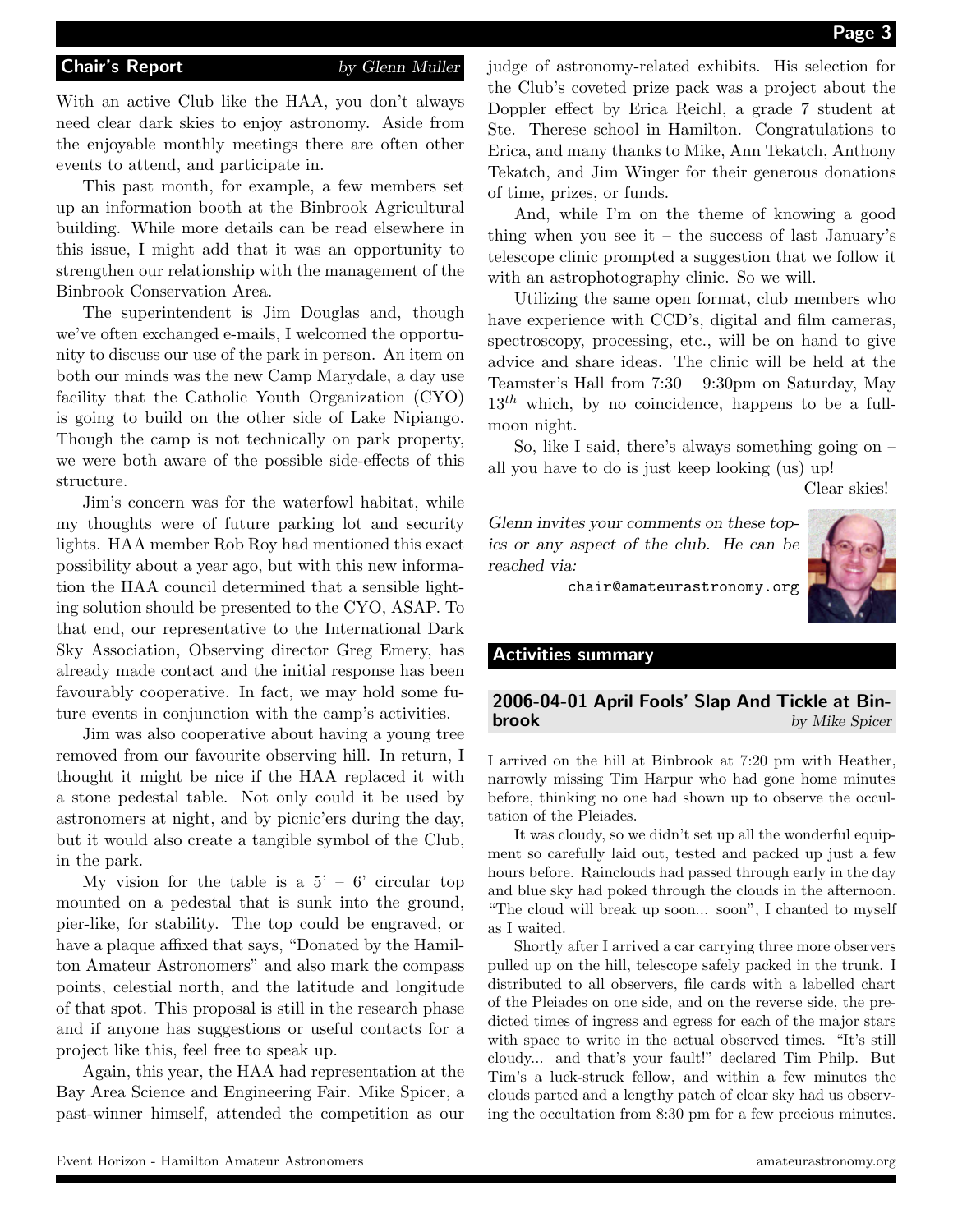## Chair's Report

*by Glenn Muller*

With an active Club like the HAA, you don't always need clear dark skies to enjoy astronomy. Aside from the enjoyable monthly meetings there are often other events to attend, and participate in.

This past month, for example, a few members set up an information booth at the Binbrook Agricultural building. While more details can be read elsewhere in this issue, I might add that it was an opportunity to strengthen our relationship with the management of the Binbrook Conservation Area.

The superintendent is Jim Douglas and, though we've often exchanged e-mails, I welcomed the opportunity to discuss our use of the park in person. An item on both our minds was the new Camp Marydale, a day use facility that the Catholic Youth Organization (CYO) is going to build on the other side of Lake Nipiango. Though the camp is not technically on park property, we were both aware of the possible side-effects of this structure.

Jim's concern was for the waterfowl habitat, while my thoughts were of future parking lot and security lights. HAA member Rob Roy had mentioned this exact possibility about a year ago, but with this new information the HAA council determined that a sensible lighting solution should be presented to the CYO, ASAP. To that end, our representative to the International Dark Sky Association, Observing director Greg Emery, has already made contact and the initial response has been favourably cooperative. In fact, we may hold some future events in conjunction with the camp's activities.

Jim was also cooperative about having a young tree removed from our favourite observing hill. In return, I thought it might be nice if the HAA replaced it with a stone pedestal table. Not only could it be used by astronomers at night, and by picnic'ers during the day, but it would also create a tangible symbol of the Club, in the park.

My vision for the table is a 5' – 6' circular top mounted on a pedestal that is sunk into the ground, pier-like, for stability. The top could be engraved, or have a plaque affixed that says, "Donated by the Hamilton Amateur Astronomers" and also mark the compass points, celestial north, and the latitude and longitude of that spot. This proposal is still in the research phase and if anyone has suggestions or useful contacts for a project like this, feel free to speak up.

Again, this year, the HAA had representation at the Bay Area Science and Engineering Fair. Mike Spicer, a past-winner himself, attended the competition as our judge of astronomy-related exhibits. His selection for the Club's coveted prize pack was a project about the Doppler effect by Erica Reichl, a grade 7 student at Ste. Therese school in Hamilton. Congratulations to Erica, and many thanks to Mike, Ann Tekatch, Anthony Tekatch, and Jim Winger for their generous donations of time, prizes, or funds.

And, while I'm on the theme of knowing a good thing when you see it – the success of last January's telescope clinic prompted a suggestion that we follow it with an astrophotography clinic. So we will.

Utilizing the same open format, club members who have experience with CCD's, digital and film cameras, spectroscopy, processing, etc., will be on hand to give advice and share ideas. The clinic will be held at the Teamster's Hall from 7:30 – 9:30pm on Saturday, May 13$^{th}$ which, by no coincidence, happens to be a full-moon night.

So, like I said, there's always something going on – all you have to do is just keep looking (us) up!

Clear skies!

*Glenn invites your comments on these topics or any aspect of the club. He can be reached via:*

`chair@amateurastronomy.org`

## Activities summary

### 2006-04-01 April Fools' Slap And Tickle at Binbrook

*by Mike Spicer*

I arrived on the hill at Binbrook at 7:20 pm with Heather, narrowly missing Tim Harpur who had gone home minutes before, thinking no one had shown up to observe the occultation of the Pleiades.

It was cloudy, so we didn't set up all the wonderful equipment so carefully laid out, tested and packed up just a few hours before. Rainclouds had passed through early in the day and blue sky had poked through the clouds in the afternoon. "The cloud will break up soon... soon", I chanted to myself as I waited.

Shortly after I arrived a car carrying three more observers pulled up on the hill, telescope safely packed in the trunk. I distributed to all observers, file cards with a labelled chart of the Pleiades on one side, and on the reverse side, the predicted times of ingress and egress for each of the major stars with space to write in the actual observed times. "It's still cloudy... and that's your fault!" declared Tim Philp. But Tim's a luck-struck fellow, and within a few minutes the clouds parted and a lengthy patch of clear sky had us observing the occultation from 8:30 pm for a few precious minutes.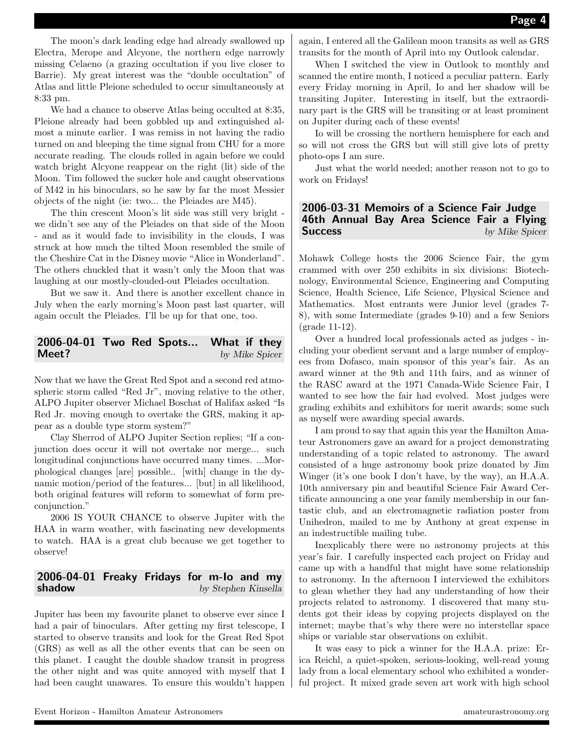The moon's dark leading edge had already swallowed up Electra, Merope and Alcyone, the northern edge narrowly missing Celaeno (a grazing occultation if you live closer to Barrie). My great interest was the "double occultation" of Atlas and little Pleione scheduled to occur simultaneously at 8:33 pm.

We had a chance to observe Atlas being occulted at 8:35, Pleione already had been gobbled up and extinguished almost a minute earlier. I was remiss in not having the radio turned on and bleeping the time signal from CHU for a more accurate reading. The clouds rolled in again before we could watch bright Alcyone reappear on the right (lit) side of the Moon. Tim followed the sucker hole and caught observations of M42 in his binoculars, so he saw by far the most Messier objects of the night (ie: two... the Pleiades are M45).

The thin crescent Moon's lit side was still very bright - we didn't see any of the Pleiades on that side of the Moon - and as it would fade to invisibility in the clouds, I was struck at how much the tilted Moon resembled the smile of the Cheshire Cat in the Disney movie "Alice in Wonderland". The others chuckled that it wasn't only the Moon that was laughing at our mostly-clouded-out Pleiades occultation.

But we saw it. And there is another excellent chance in July when the early morning's Moon past last quarter, will again occult the Pleiades. I'll be up for that one, too.

## 2006-04-01 Two Red Spots... What if they Meet?

*by Mike Spicer*

Now that we have the Great Red Spot and a second red atmospheric storm called "Red Jr", moving relative to the other, ALPO Jupiter observer Michael Boschat of Halifax asked "Is Red Jr. moving enough to overtake the GRS, making it appear as a double type storm system?"

Clay Sherrod of ALPO Jupiter Section replies; "If a conjunction does occur it will not overtake nor merge... such longitudinal conjunctions have occurred many times. ...Morphological changes [are] possible.. [with] change in the dynamic motion/period of the features... [but] in all likelihood, both original features will reform to somewhat of form pre-conjunction."

2006 IS YOUR CHANCE to observe Jupiter with the HAA in warm weather, with fascinating new developments to watch. HAA is a great club because we get together to observe!

## 2006-04-01 Freaky Fridays for m-Io and my shadow

*by Stephen Kinsella*

Jupiter has been my favourite planet to observe ever since I had a pair of binoculars. After getting my first telescope, I started to observe transits and look for the Great Red Spot (GRS) as well as all the other events that can be seen on this planet. I caught the double shadow transit in progress the other night and was quite annoyed with myself that I had been caught unawares. To ensure this wouldn't happen again, I entered all the Galilean moon transits as well as GRS transits for the month of April into my Outlook calendar.

When I switched the view in Outlook to monthly and scanned the entire month, I noticed a peculiar pattern. Early every Friday morning in April, Io and her shadow will be transiting Jupiter. Interesting in itself, but the extraordinary part is the GRS will be transiting or at least prominent on Jupiter during each of these events!

Io will be crossing the northern hemisphere for each and so will not cross the GRS but will still give lots of pretty photo-ops I am sure.

Just what the world needed; another reason not to go to work on Fridays!

## 2006-03-31 Memoirs of a Science Fair Judge 46th Annual Bay Area Science Fair a Flying Success

*by Mike Spicer*

Mohawk College hosts the 2006 Science Fair, the gym crammed with over 250 exhibits in six divisions: Biotechnology, Environmental Science, Engineering and Computing Science, Health Science, Life Science, Physical Science and Mathematics. Most entrants were Junior level (grades 7-8), with some Intermediate (grades 9-10) and a few Seniors (grade 11-12).

Over a hundred local professionals acted as judges - including your obedient servant and a large number of employees from Dofasco, main sponsor of this year's fair. As an award winner at the 9th and 11th fairs, and as winner of the RASC award at the 1971 Canada-Wide Science Fair, I wanted to see how the fair had evolved. Most judges were grading exhibits and exhibitors for merit awards; some such as myself were awarding special awards.

I am proud to say that again this year the Hamilton Amateur Astronomers gave an award for a project demonstrating understanding of a topic related to astronomy. The award consisted of a huge astronomy book prize donated by Jim Winger (it's one book I don't have, by the way), an H.A.A. 10th anniversary pin and beautiful Science Fair Award Certificate announcing a one year family membership in our fantastic club, and an electromagnetic radiation poster from Unihedron, mailed to me by Anthony at great expense in an indestructible mailing tube.

Inexplicably there were no astronomy projects at this year's fair. I carefully inspected each project on Friday and came up with a handful that might have some relationship to astronomy. In the afternoon I interviewed the exhibitors to glean whether they had any understanding of how their projects related to astronomy. I discovered that many students got their ideas by copying projects displayed on the internet; maybe that's why there were no interstellar space ships or variable star observations on exhibit.

It was easy to pick a winner for the H.A.A. prize: Erica Reichl, a quiet-spoken, serious-looking, well-read young lady from a local elementary school who exhibited a wonderful project. It mixed grade seven art work with high school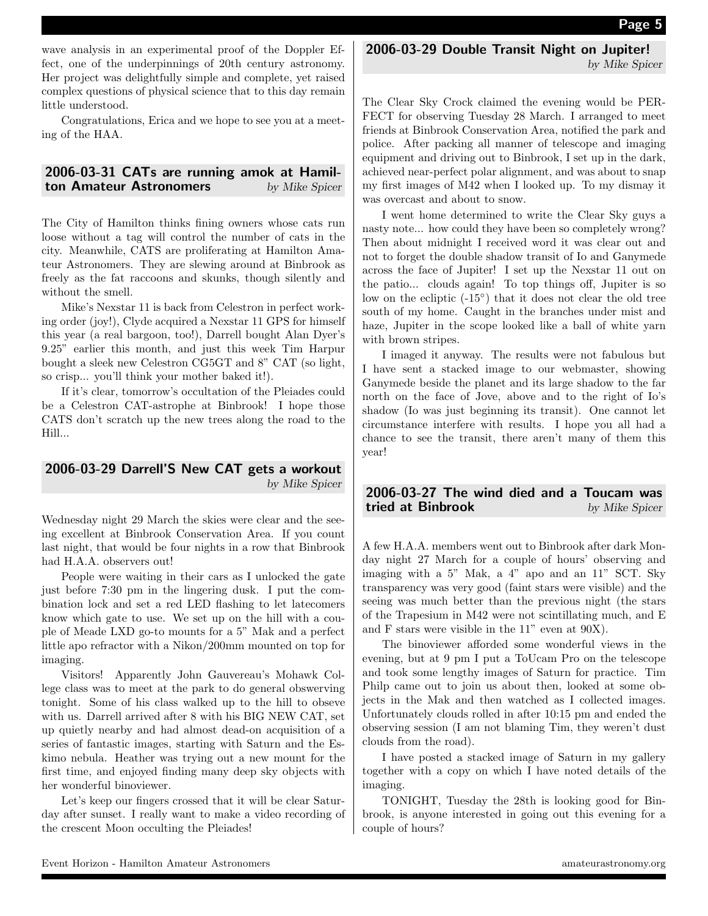wave analysis in an experimental proof of the Doppler Effect, one of the underpinnings of 20th century astronomy. Her project was delightfully simple and complete, yet raised complex questions of physical science that to this day remain little understood.

Congratulations, Erica and we hope to see you at a meeting of the HAA.

## 2006-03-31 CATs are running amok at Hamilton Amateur Astronomers

*by Mike Spicer*

The City of Hamilton thinks fining owners whose cats run loose without a tag will control the number of cats in the city. Meanwhile, CATS are proliferating at Hamilton Amateur Astronomers. They are slewing around at Binbrook as freely as the fat raccoons and skunks, though silently and without the smell.

Mike's Nexstar 11 is back from Celestron in perfect working order (joy!), Clyde acquired a Nexstar 11 GPS for himself this year (a real bargoon, too!), Darrell bought Alan Dyer's 9.25" earlier this month, and just this week Tim Harpur bought a sleek new Celestron CG5GT and 8" CAT (so light, so crisp... you'll think your mother baked it!).

If it's clear, tomorrow's occultation of the Pleiades could be a Celestron CAT-astrophe at Binbrook! I hope those CATS don't scratch up the new trees along the road to the Hill...

## 2006-03-29 Darrell'S New CAT gets a workout

*by Mike Spicer*

Wednesday night 29 March the skies were clear and the seeing excellent at Binbrook Conservation Area. If you count last night, that would be four nights in a row that Binbrook had H.A.A. observers out!

People were waiting in their cars as I unlocked the gate just before 7:30 pm in the lingering dusk. I put the combination lock and set a red LED flashing to let latecomers know which gate to use. We set up on the hill with a couple of Meade LXD go-to mounts for a 5" Mak and a perfect little apo refractor with a Nikon/200mm mounted on top for imaging.

Visitors! Apparently John Gauvereau's Mohawk College class was to meet at the park to do general obswerving tonight. Some of his class walked up to the hill to obseve with us. Darrell arrived after 8 with his BIG NEW CAT, set up quietly nearby and had almost dead-on acquisition of a series of fantastic images, starting with Saturn and the Eskimo nebula. Heather was trying out a new mount for the first time, and enjoyed finding many deep sky objects with her wonderful binoviewer.

Let's keep our fingers crossed that it will be clear Saturday after sunset. I really want to make a video recording of the crescent Moon occulting the Pleiades!

## 2006-03-29 Double Transit Night on Jupiter!

*by Mike Spicer*

The Clear Sky Crock claimed the evening would be PERFECT for observing Tuesday 28 March. I arranged to meet friends at Binbrook Conservation Area, notified the park and police. After packing all manner of telescope and imaging equipment and driving out to Binbrook, I set up in the dark, achieved near-perfect polar alignment, and was about to snap my first images of M42 when I looked up. To my dismay it was overcast and about to snow.

I went home determined to write the Clear Sky guys a nasty note... how could they have been so completely wrong? Then about midnight I received word it was clear out and not to forget the double shadow transit of Io and Ganymede across the face of Jupiter! I set up the Nexstar 11 out on the patio... clouds again! To top things off, Jupiter is so low on the ecliptic (-15°) that it does not clear the old tree south of my home. Caught in the branches under mist and haze, Jupiter in the scope looked like a ball of white yarn with brown stripes.

I imaged it anyway. The results were not fabulous but I have sent a stacked image to our webmaster, showing Ganymede beside the planet and its large shadow to the far north on the face of Jove, above and to the right of Io's shadow (Io was just beginning its transit). One cannot let circumstance interfere with results. I hope you all had a chance to see the transit, there aren't many of them this year!

## 2006-03-27 The wind died and a Toucam was tried at Binbrook

*by Mike Spicer*

A few H.A.A. members went out to Binbrook after dark Monday night 27 March for a couple of hours' observing and imaging with a 5" Mak, a 4" apo and an 11" SCT. Sky transparency was very good (faint stars were visible) and the seeing was much better than the previous night (the stars of the Trapesium in M42 were not scintillating much, and E and F stars were visible in the 11" even at 90X).

The binoviewer afforded some wonderful views in the evening, but at 9 pm I put a ToUcam Pro on the telescope and took some lengthy images of Saturn for practice. Tim Philp came out to join us about then, looked at some objects in the Mak and then watched as I collected images. Unfortunately clouds rolled in after 10:15 pm and ended the observing session (I am not blaming Tim, they weren't dust clouds from the road).

I have posted a stacked image of Saturn in my gallery together with a copy on which I have noted details of the imaging.

TONIGHT, Tuesday the 28th is looking good for Binbrook, is anyone interested in going out this evening for a couple of hours?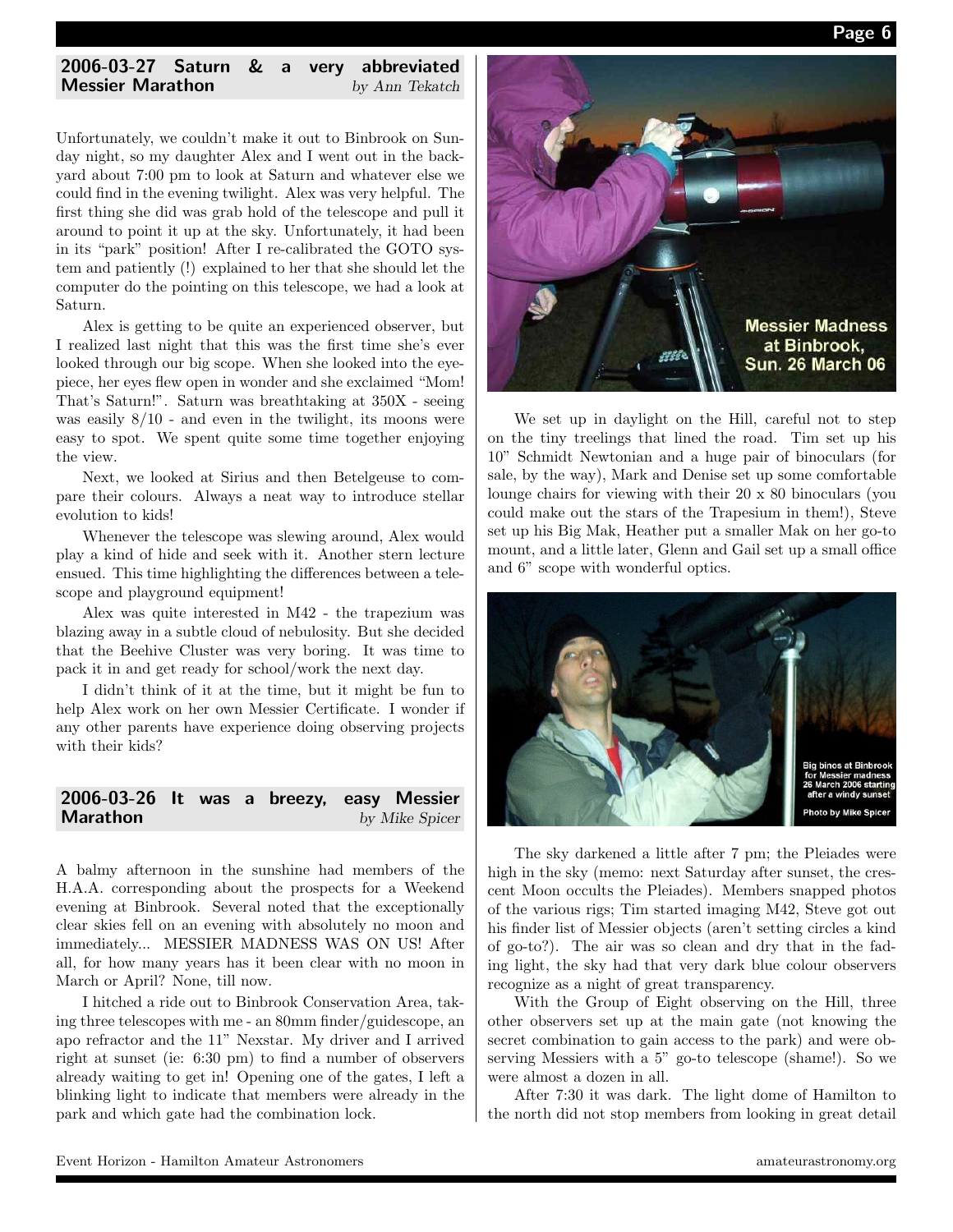## 2006-03-27 Saturn & a very abbreviated Messier Marathon

*by Ann Tekatch*

Unfortunately, we couldn't make it out to Binbrook on Sunday night, so my daughter Alex and I went out in the backyard about 7:00 pm to look at Saturn and whatever else we could find in the evening twilight. Alex was very helpful. The first thing she did was grab hold of the telescope and pull it around to point it up at the sky. Unfortunately, it had been in its "park" position! After I re-calibrated the GOTO system and patiently (!) explained to her that she should let the computer do the pointing on this telescope, we had a look at Saturn.

Alex is getting to be quite an experienced observer, but I realized last night that this was the first time she's ever looked through our big scope. When she looked into the eyepiece, her eyes flew open in wonder and she exclaimed "Mom! That's Saturn!". Saturn was breathtaking at 350X - seeing was easily 8/10 - and even in the twilight, its moons were easy to spot. We spent quite some time together enjoying the view.

Next, we looked at Sirius and then Betelgeuse to compare their colours. Always a neat way to introduce stellar evolution to kids!

Whenever the telescope was slewing around, Alex would play a kind of hide and seek with it. Another stern lecture ensued. This time highlighting the differences between a telescope and playground equipment!

Alex was quite interested in M42 - the trapezium was blazing away in a subtle cloud of nebulosity. But she decided that the Beehive Cluster was very boring. It was time to pack it in and get ready for school/work the next day.

I didn't think of it at the time, but it might be fun to help Alex work on her own Messier Certificate. I wonder if any other parents have experience doing observing projects with their kids?

## 2006-03-26 It was a breezy, easy Messier Marathon

*by Mike Spicer*

A balmy afternoon in the sunshine had members of the H.A.A. corresponding about the prospects for a Weekend evening at Binbrook. Several noted that the exceptionally clear skies fell on an evening with absolutely no moon and immediately... MESSIER MADNESS WAS ON US! After all, for how many years has it been clear with no moon in March or April? None, till now.

I hitched a ride out to Binbrook Conservation Area, taking three telescopes with me - an 80mm finder/guidescope, an apo refractor and the 11" Nexstar. My driver and I arrived right at sunset (ie: 6:30 pm) to find a number of observers already waiting to get in! Opening one of the gates, I left a blinking light to indicate that members were already in the park and which gate had the combination lock.

Messier Madness at Binbrook, Sun. 26 March 06

We set up in daylight on the Hill, careful not to step on the tiny treelings that lined the road. Tim set up his 10" Schmidt Newtonian and a huge pair of binoculars (for sale, by the way), Mark and Denise set up some comfortable lounge chairs for viewing with their 20 x 80 binoculars (you could make out the stars of the Trapesium in them!), Steve set up his Big Mak, Heather put a smaller Mak on her go-to mount, and a little later, Glenn and Gail set up a small office and 6" scope with wonderful optics.

Big binos at Binbrook for Messier madness 26 March 2006 starting after a windy sunset. Photo by Mike Spicer

The sky darkened a little after 7 pm; the Pleiades were high in the sky (memo: next Saturday after sunset, the crescent Moon occults the Pleiades). Members snapped photos of the various rigs; Tim started imaging M42, Steve got out his finder list of Messier objects (aren't setting circles a kind of go-to?). The air was so clean and dry that in the fading light, the sky had that very dark blue colour observers recognize as a night of great transparency.

With the Group of Eight observing on the Hill, three other observers set up at the main gate (not knowing the secret combination to gain access to the park) and were observing Messiers with a 5" go-to telescope (shame!). So we were almost a dozen in all.

After 7:30 it was dark. The light dome of Hamilton to the north did not stop members from looking in great detail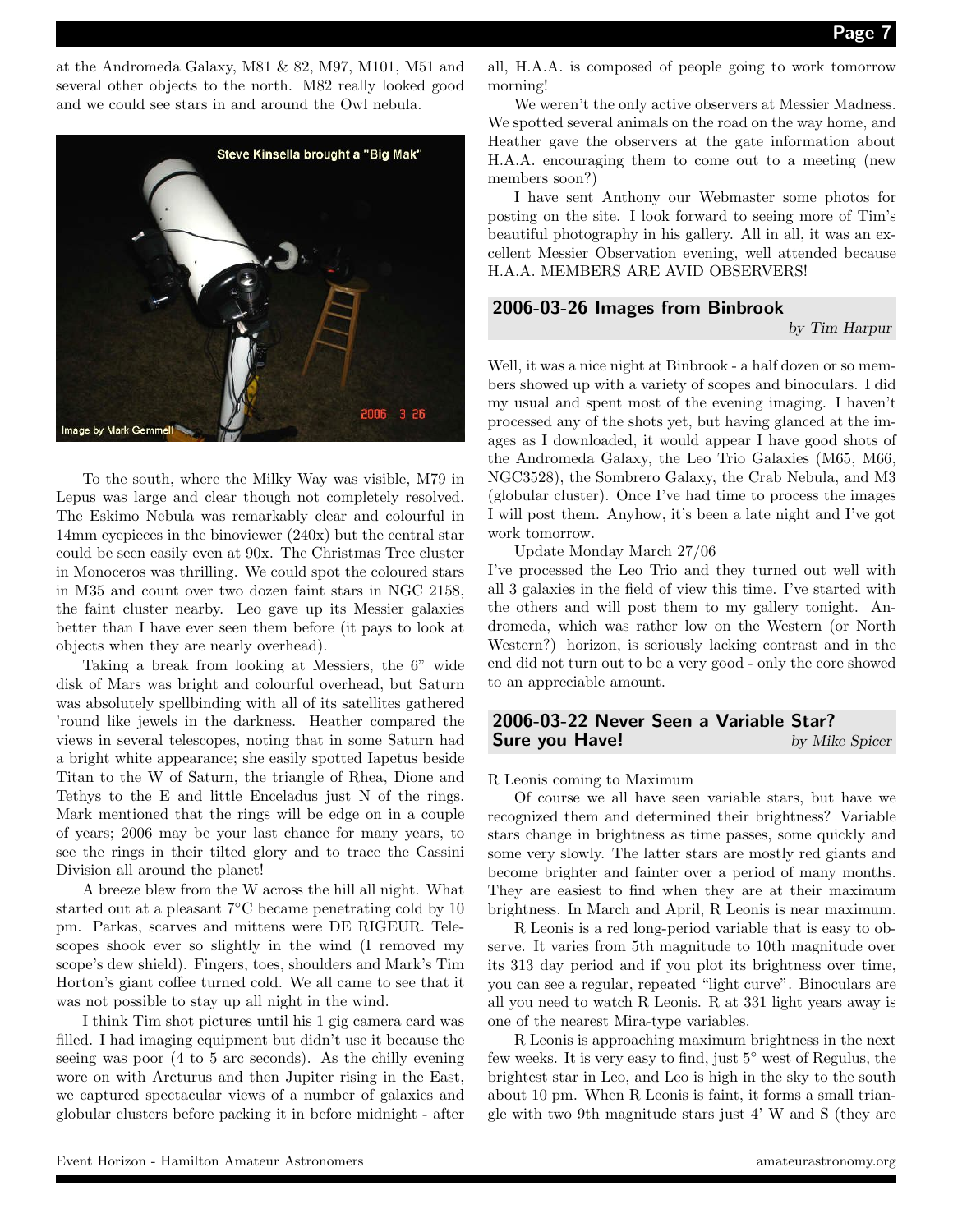at the Andromeda Galaxy, M81 & 82, M97, M101, M51 and several other objects to the north. M82 really looked good and we could see stars in and around the Owl nebula.

To the south, where the Milky Way was visible, M79 in Lepus was large and clear though not completely resolved. The Eskimo Nebula was remarkably clear and colourful in 14mm eyepieces in the binoviewer (240x) but the central star could be seen easily even at 90x. The Christmas Tree cluster in Monoceros was thrilling. We could spot the coloured stars in M35 and count over two dozen faint stars in NGC 2158, the faint cluster nearby. Leo gave up its Messier galaxies better than I have ever seen them before (it pays to look at objects when they are nearly overhead).

Taking a break from looking at Messiers, the 6" wide disk of Mars was bright and colourful overhead, but Saturn was absolutely spellbinding with all of its satellites gathered 'round like jewels in the darkness. Heather compared the views in several telescopes, noting that in some Saturn had a bright white appearance; she easily spotted Iapetus beside Titan to the W of Saturn, the triangle of Rhea, Dione and Tethys to the E and little Enceladus just N of the rings. Mark mentioned that the rings will be edge on in a couple of years; 2006 may be your last chance for many years, to see the rings in their tilted glory and to trace the Cassini Division all around the planet!

A breeze blew from the W across the hill all night. What started out at a pleasant 7°C became penetrating cold by 10 pm. Parkas, scarves and mittens were DE RIGEUR. Telescopes shook ever so slightly in the wind (I removed my scope's dew shield). Fingers, toes, shoulders and Mark's Tim Horton's giant coffee turned cold. We all came to see that it was not possible to stay up all night in the wind.

I think Tim shot pictures until his 1 gig camera card was filled. I had imaging equipment but didn't use it because the seeing was poor (4 to 5 arc seconds). As the chilly evening wore on with Arcturus and then Jupiter rising in the East, we captured spectacular views of a number of galaxies and globular clusters before packing it in before midnight - after all, H.A.A. is composed of people going to work tomorrow morning!

We weren't the only active observers at Messier Madness. We spotted several animals on the road on the way home, and Heather gave the observers at the gate information about H.A.A. encouraging them to come out to a meeting (new members soon?)

I have sent Anthony our Webmaster some photos for posting on the site. I look forward to seeing more of Tim's beautiful photography in his gallery. All in all, it was an excellent Messier Observation evening, well attended because H.A.A. MEMBERS ARE AVID OBSERVERS!

## 2006-03-26 Images from Binbrook

*by Tim Harpur*

Well, it was a nice night at Binbrook - a half dozen or so members showed up with a variety of scopes and binoculars. I did my usual and spent most of the evening imaging. I haven't processed any of the shots yet, but having glanced at the images as I downloaded, it would appear I have good shots of the Andromeda Galaxy, the Leo Trio Galaxies (M65, M66, NGC3528), the Sombrero Galaxy, the Crab Nebula, and M3 (globular cluster). Once I've had time to process the images I will post them. Anyhow, it's been a late night and I've got work tomorrow.

Update Monday March 27/06

I've processed the Leo Trio and they turned out well with all 3 galaxies in the field of view this time. I've started with the others and will post them to my gallery tonight. Andromeda, which was rather low on the Western (or North Western?) horizon, is seriously lacking contrast and in the end did not turn out to be a very good - only the core showed to an appreciable amount.

## 2006-03-22 Never Seen a Variable Star? Sure you Have!

*by Mike Spicer*

R Leonis coming to Maximum

Of course we all have seen variable stars, but have we recognized them and determined their brightness? Variable stars change in brightness as time passes, some quickly and some very slowly. The latter stars are mostly red giants and become brighter and fainter over a period of many months. They are easiest to find when they are at their maximum brightness. In March and April, R Leonis is near maximum.

R Leonis is a red long-period variable that is easy to observe. It varies from 5th magnitude to 10th magnitude over its 313 day period and if you plot its brightness over time, you can see a regular, repeated "light curve". Binoculars are all you need to watch R Leonis. R at 331 light years away is one of the nearest Mira-type variables.

R Leonis is approaching maximum brightness in the next few weeks. It is very easy to find, just 5° west of Regulus, the brightest star in Leo, and Leo is high in the sky to the south about 10 pm. When R Leonis is faint, it forms a small triangle with two 9th magnitude stars just 4' W and S (they are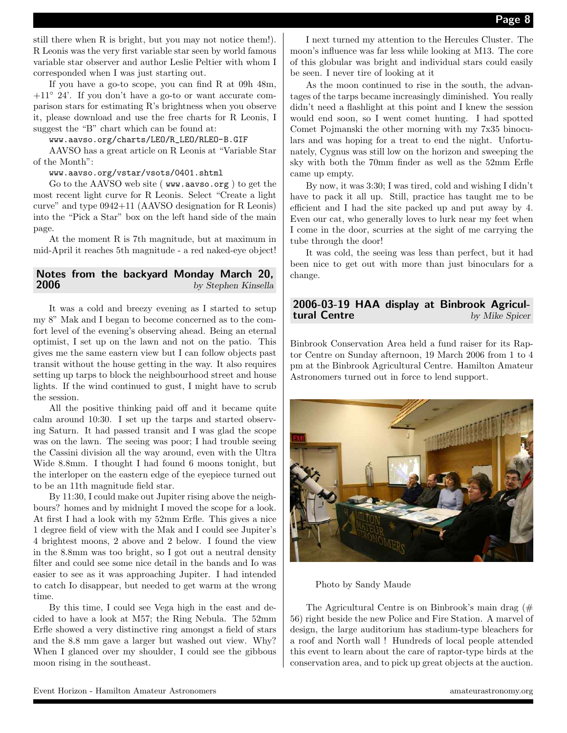still there when R is bright, but you may not notice them!). R Leonis was the very first variable star seen by world famous variable star observer and author Leslie Peltier with whom I corresponded when I was just starting out.

If you have a go-to scope, you can find R at 09h 48m, +11° 24'. If you don't have a go-to or want accurate comparison stars for estimating R's brightness when you observe it, please download and use the free charts for R Leonis, I suggest the "B" chart which can be found at:

www.aavso.org/charts/LEO/R_LEO/RLEO-B.GIF

AAVSO has a great article on R Leonis at "Variable Star of the Month":

www.aavso.org/vstar/vsots/0401.shtml

Go to the AAVSO web site ( www.aavso.org ) to get the most recent light curve for R Leonis. Select "Create a light curve" and type 0942+11 (AAVSO designation for R Leonis) into the "Pick a Star" box on the left hand side of the main page.

At the moment R is 7th magnitude, but at maximum in mid-April it reaches 5th magnitude - a red naked-eye object!

## Notes from the backyard Monday March 20, 2006

*by Stephen Kinsella*

It was a cold and breezy evening as I started to setup my 8" Mak and I began to become concerned as to the comfort level of the evening's observing ahead. Being an eternal optimist, I set up on the lawn and not on the patio. This gives me the same eastern view but I can follow objects past transit without the house getting in the way. It also requires setting up tarps to block the neighbourhood street and house lights. If the wind continued to gust, I might have to scrub the session.

All the positive thinking paid off and it became quite calm around 10:30. I set up the tarps and started observing Saturn. It had passed transit and I was glad the scope was on the lawn. The seeing was poor; I had trouble seeing the Cassini division all the way around, even with the Ultra Wide 8.8mm. I thought I had found 6 moons tonight, but the interloper on the eastern edge of the eyepiece turned out to be an 11th magnitude field star.

By 11:30, I could make out Jupiter rising above the neighbours? homes and by midnight I moved the scope for a look. At first I had a look with my 52mm Erfle. This gives a nice 1 degree field of view with the Mak and I could see Jupiter's 4 brightest moons, 2 above and 2 below. I found the view in the 8.8mm was too bright, so I got out a neutral density filter and could see some nice detail in the bands and Io was easier to see as it was approaching Jupiter. I had intended to catch Io disappear, but needed to get warm at the wrong time.

By this time, I could see Vega high in the east and decided to have a look at M57; the Ring Nebula. The 52mm Erfle showed a very distinctive ring amongst a field of stars and the 8.8 mm gave a larger but washed out view. Why? When I glanced over my shoulder, I could see the gibbous moon rising in the southeast.

I next turned my attention to the Hercules Cluster. The moon's influence was far less while looking at M13. The core of this globular was bright and individual stars could easily be seen. I never tire of looking at it

As the moon continued to rise in the south, the advantages of the tarps became increasingly diminished. You really didn't need a flashlight at this point and I knew the session would end soon, so I went comet hunting. I had spotted Comet Pojmanski the other morning with my 7x35 binoculars and was hoping for a treat to end the night. Unfortunately, Cygnus was still low on the horizon and sweeping the sky with both the 70mm finder as well as the 52mm Erfle came up empty.

By now, it was 3:30; I was tired, cold and wishing I didn't have to pack it all up. Still, practice has taught me to be efficient and I had the site packed up and put away by 4. Even our cat, who generally loves to lurk near my feet when I come in the door, scurries at the sight of me carrying the tube through the door!

It was cold, the seeing was less than perfect, but it had been nice to get out with more than just binoculars for a change.

## 2006-03-19 HAA display at Binbrook Agricultural Centre

*by Mike Spicer*

Binbrook Conservation Area held a fund raiser for its Raptor Centre on Sunday afternoon, 19 March 2006 from 1 to 4 pm at the Binbrook Agricultural Centre. Hamilton Amateur Astronomers turned out in force to lend support.

Photo by Sandy Maude

The Agricultural Centre is on Binbrook's main drag (# 56) right beside the new Police and Fire Station. A marvel of design, the large auditorium has stadium-type bleachers for a roof and North wall ! Hundreds of local people attended this event to learn about the care of raptor-type birds at the conservation area, and to pick up great objects at the auction.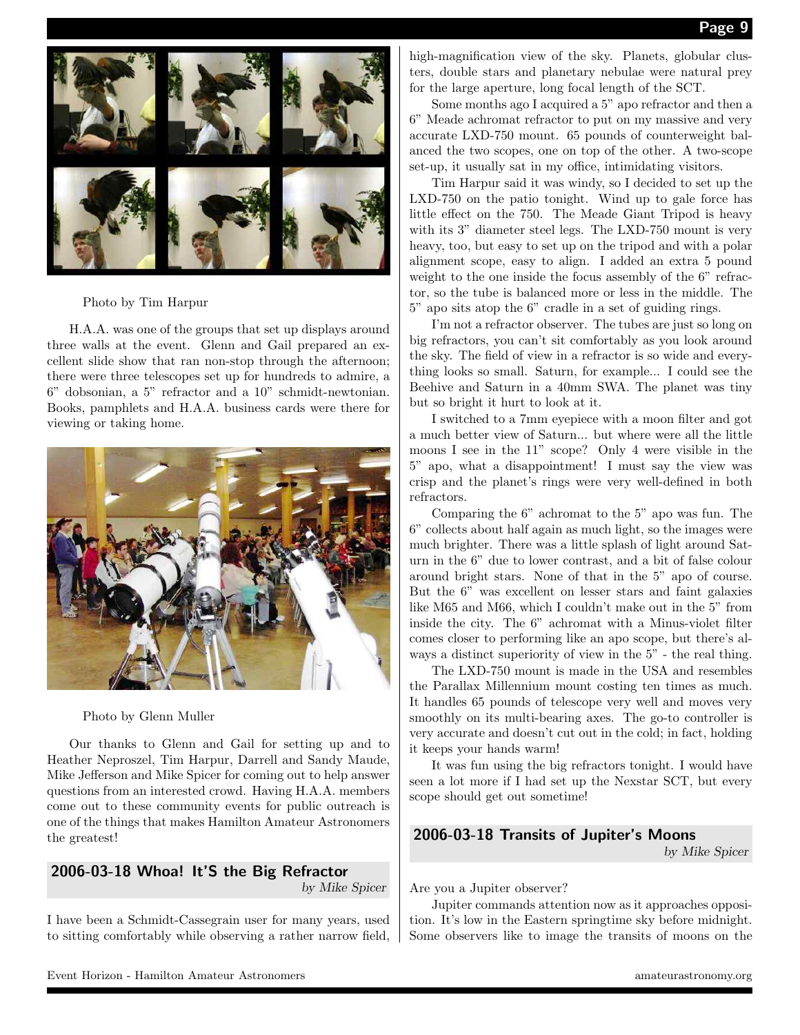Photo by Tim Harpur

H.A.A. was one of the groups that set up displays around three walls at the event. Glenn and Gail prepared an excellent slide show that ran non-stop through the afternoon; there were three telescopes set up for hundreds to admire, a 6" dobsonian, a 5" refractor and a 10" schmidt-newtonian. Books, pamphlets and H.A.A. business cards were there for viewing or taking home.

Photo by Glenn Muller

Our thanks to Glenn and Gail for setting up and to Heather Neproszel, Tim Harpur, Darrell and Sandy Maude, Mike Jefferson and Mike Spicer for coming out to help answer questions from an interested crowd. Having H.A.A. members come out to these community events for public outreach is one of the things that makes Hamilton Amateur Astronomers the greatest!

## 2006-03-18 Whoa! It'S the Big Refractor

*by Mike Spicer*

I have been a Schmidt-Cassegrain user for many years, used to sitting comfortably while observing a rather narrow field, high-magnification view of the sky. Planets, globular clusters, double stars and planetary nebulae were natural prey for the large aperture, long focal length of the SCT.

Some months ago I acquired a 5" apo refractor and then a 6" Meade achromat refractor to put on my massive and very accurate LXD-750 mount. 65 pounds of counterweight balanced the two scopes, one on top of the other. A two-scope set-up, it usually sat in my office, intimidating visitors.

Tim Harpur said it was windy, so I decided to set up the LXD-750 on the patio tonight. Wind up to gale force has little effect on the 750. The Meade Giant Tripod is heavy with its 3" diameter steel legs. The LXD-750 mount is very heavy, too, but easy to set up on the tripod and with a polar alignment scope, easy to align. I added an extra 5 pound weight to the one inside the focus assembly of the 6" refractor, so the tube is balanced more or less in the middle. The 5" apo sits atop the 6" cradle in a set of guiding rings.

I'm not a refractor observer. The tubes are just so long on big refractors, you can't sit comfortably as you look around the sky. The field of view in a refractor is so wide and everything looks so small. Saturn, for example... I could see the Beehive and Saturn in a 40mm SWA. The planet was tiny but so bright it hurt to look at it.

I switched to a 7mm eyepiece with a moon filter and got a much better view of Saturn... but where were all the little moons I see in the 11" scope? Only 4 were visible in the 5" apo, what a disappointment! I must say the view was crisp and the planet's rings were very well-defined in both refractors.

Comparing the 6" achromat to the 5" apo was fun. The 6" collects about half again as much light, so the images were much brighter. There was a little splash of light around Saturn in the 6" due to lower contrast, and a bit of false colour around bright stars. None of that in the 5" apo of course. But the 6" was excellent on lesser stars and faint galaxies like M65 and M66, which I couldn't make out in the 5" from inside the city. The 6" achromat with a Minus-violet filter comes closer to performing like an apo scope, but there's always a distinct superiority of view in the 5" - the real thing.

The LXD-750 mount is made in the USA and resembles the Parallax Millennium mount costing ten times as much. It handles 65 pounds of telescope very well and moves very smoothly on its multi-bearing axes. The go-to controller is very accurate and doesn't cut out in the cold; in fact, holding it keeps your hands warm!

It was fun using the big refractors tonight. I would have seen a lot more if I had set up the Nexstar SCT, but every scope should get out sometime!

## 2006-03-18 Transits of Jupiter's Moons

*by Mike Spicer*

Are you a Jupiter observer?

Jupiter commands attention now as it approaches opposition. It's low in the Eastern springtime sky before midnight. Some observers like to image the transits of moons on the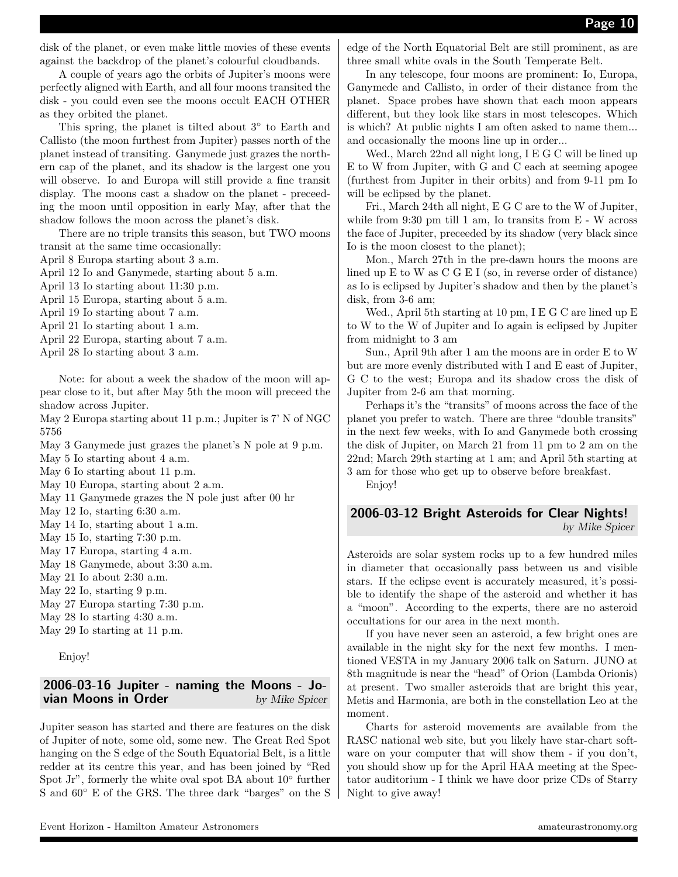disk of the planet, or even make little movies of these events against the backdrop of the planet's colourful cloudbands.

A couple of years ago the orbits of Jupiter's moons were perfectly aligned with Earth, and all four moons transited the disk - you could even see the moons occult EACH OTHER as they orbited the planet.

This spring, the planet is tilted about 3° to Earth and Callisto (the moon furthest from Jupiter) passes north of the planet instead of transiting. Ganymede just grazes the northern cap of the planet, and its shadow is the largest one you will observe. Io and Europa will still provide a fine transit display. The moons cast a shadow on the planet - preceeding the moon until opposition in early May, after that the shadow follows the moon across the planet's disk.

There are no triple transits this season, but TWO moons transit at the same time occasionally:

April 8 Europa starting about 3 a.m.
April 12 Io and Ganymede, starting about 5 a.m.
April 13 Io starting about 11:30 p.m.
April 15 Europa, starting about 5 a.m.
April 19 Io starting about 7 a.m.
April 21 Io starting about 1 a.m.
April 22 Europa, starting about 7 a.m.
April 28 Io starting about 3 a.m.

Note: for about a week the shadow of the moon will appear close to it, but after May 5th the moon will preceed the shadow across Jupiter.

May 2 Europa starting about 11 p.m.; Jupiter is 7' N of NGC 5756
May 3 Ganymede just grazes the planet's N pole at 9 p.m.
May 5 Io starting about 4 a.m.
May 6 Io starting about 11 p.m.
May 10 Europa, starting about 2 a.m.
May 11 Ganymede grazes the N pole just after 00 hr
May 12 Io, starting 6:30 a.m.
May 14 Io, starting about 1 a.m.
May 15 Io, starting 7:30 p.m.
May 17 Europa, starting 4 a.m.
May 18 Ganymede, about 3:30 a.m.
May 21 Io about 2:30 a.m.
May 22 Io, starting 9 p.m.
May 27 Europa starting 7:30 p.m.
May 28 Io starting 4:30 a.m.
May 29 Io starting at 11 p.m.

Enjoy!

## 2006-03-16 Jupiter - naming the Moons - Jovian Moons in Order

*by Mike Spicer*

Jupiter season has started and there are features on the disk of Jupiter of note, some old, some new. The Great Red Spot hanging on the S edge of the South Equatorial Belt, is a little redder at its centre this year, and has been joined by "Red Spot Jr", formerly the white oval spot BA about 10° further S and 60° E of the GRS. The three dark "barges" on the S edge of the North Equatorial Belt are still prominent, as are three small white ovals in the South Temperate Belt.

In any telescope, four moons are prominent: Io, Europa, Ganymede and Callisto, in order of their distance from the planet. Space probes have shown that each moon appears different, but they look like stars in most telescopes. Which is which? At public nights I am often asked to name them... and occasionally the moons line up in order...

Wed., March 22nd all night long, I E G C will be lined up E to W from Jupiter, with G and C each at seeming apogee (furthest from Jupiter in their orbits) and from 9-11 pm Io will be eclipsed by the planet.

Fri., March 24th all night, E G C are to the W of Jupiter, while from 9:30 pm till 1 am, Io transits from E - W across the face of Jupiter, preceeded by its shadow (very black since Io is the moon closest to the planet);

Mon., March 27th in the pre-dawn hours the moons are lined up E to W as C G E I (so, in reverse order of distance) as Io is eclipsed by Jupiter's shadow and then by the planet's disk, from 3-6 am;

Wed., April 5th starting at 10 pm, I E G C are lined up E to W to the W of Jupiter and Io again is eclipsed by Jupiter from midnight to 3 am

Sun., April 9th after 1 am the moons are in order E to W but are more evenly distributed with I and E east of Jupiter, G C to the west; Europa and its shadow cross the disk of Jupiter from 2-6 am that morning.

Perhaps it's the "transits" of moons across the face of the planet you prefer to watch. There are three "double transits" in the next few weeks, with Io and Ganymede both crossing the disk of Jupiter, on March 21 from 11 pm to 2 am on the 22nd; March 29th starting at 1 am; and April 5th starting at 3 am for those who get up to observe before breakfast.

Enjoy!

## 2006-03-12 Bright Asteroids for Clear Nights!

*by Mike Spicer*

Asteroids are solar system rocks up to a few hundred miles in diameter that occasionally pass between us and visible stars. If the eclipse event is accurately measured, it's possible to identify the shape of the asteroid and whether it has a "moon". According to the experts, there are no asteroid occultations for our area in the next month.

If you have never seen an asteroid, a few bright ones are available in the night sky for the next few months. I mentioned VESTA in my January 2006 talk on Saturn. JUNO at 8th magnitude is near the "head" of Orion (Lambda Orionis) at present. Two smaller asteroids that are bright this year, Metis and Harmonia, are both in the constellation Leo at the moment.

Charts for asteroid movements are available from the RASC national web site, but you likely have star-chart software on your computer that will show them - if you don't, you should show up for the April HAA meeting at the Spectator auditorium - I think we have door prize CDs of Starry Night to give away!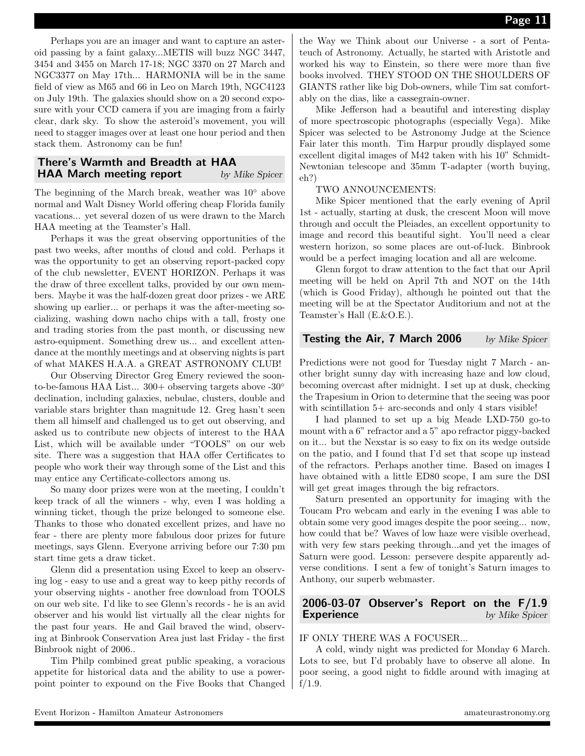Perhaps you are an imager and want to capture an asteroid passing by a faint galaxy...METIS will buzz NGC 3447, 3454 and 3455 on March 17-18; NGC 3370 on 27 March and NGC3377 on May 17th... HARMONIA will be in the same field of view as M65 and 66 in Leo on March 19th, NGC4123 on July 19th. The galaxies should show on a 20 second exposure with your CCD camera if you are imaging from a fairly clear, dark sky. To show the asteroid's movement, you will need to stagger images over at least one hour period and then stack them. Astronomy can be fun!

## There's Warmth and Breadth at HAA HAA March meeting report

*by Mike Spicer*

The beginning of the March break, weather was 10° above normal and Walt Disney World offering cheap Florida family vacations... yet several dozen of us were drawn to the March HAA meeting at the Teamster's Hall.

Perhaps it was the great observing opportunities of the past two weeks, after months of cloud and cold. Perhaps it was the opportunity to get an observing report-packed copy of the club newsletter, EVENT HORIZON. Perhaps it was the draw of three excellent talks, provided by our own members. Maybe it was the half-dozen great door prizes - we ARE showing up earlier... or perhaps it was the after-meeting socializing, washing down nacho chips with a tall, frosty one and trading stories from the past month, or discussing new astro-equipment. Something drew us... and excellent attendance at the monthly meetings and at observing nights is part of what MAKES H.A.A. a GREAT ASTRONOMY CLUB!

Our Observing Director Greg Emery reviewed the soon-to-be-famous HAA List... 300+ observing targets above -30° declination, including galaxies, nebulae, clusters, double and variable stars brighter than magnitude 12. Greg hasn't seen them all himself and challenged us to get out observing, and asked us to contribute new objects of interest to the HAA List, which will be available under "TOOLS" on our web site. There was a suggestion that HAA offer Certificates to people who work their way through some of the List and this may entice any Certificate-collectors among us.

So many door prizes were won at the meeting, I couldn't keep track of all the winners - why, even I was holding a winning ticket, though the prize belonged to someone else. Thanks to those who donated excellent prizes, and have no fear - there are plenty more fabulous door prizes for future meetings, says Glenn. Everyone arriving before our 7:30 pm start time gets a draw ticket.

Glenn did a presentation using Excel to keep an observing log - easy to use and a great way to keep pithy records of your observing nights - another free download from TOOLS on our web site. I'd like to see Glenn's records - he is an avid observer and his would list virtually all the clear nights for the past four years. He and Gail braved the wind, observing at Binbrook Conservation Area just last Friday - the first Binbrook night of 2006..

Tim Philp combined great public speaking, a voracious appetite for historical data and the ability to use a powerpoint pointer to expound on the Five Books that Changed the Way we Think about our Universe - a sort of Pentateuch of Astronomy. Actually, he started with Aristotle and worked his way to Einstein, so there were more than five books involved. THEY STOOD ON THE SHOULDERS OF GIANTS rather like big Dob-owners, while Tim sat comfortably on the dias, like a cassegrain-owner.

Mike Jefferson had a beautiful and interesting display of more spectroscopic photographs (especially Vega). Mike Spicer was selected to be Astronomy Judge at the Science Fair later this month. Tim Harpur proudly displayed some excellent digital images of M42 taken with his 10" Schmidt-Newtonian telescope and 35mm T-adapter (worth buying, eh?)

TWO ANNOUNCEMENTS:

Mike Spicer mentioned that the early evening of April 1st - actually, starting at dusk, the crescent Moon will move through and occult the Pleiades, an excellent opportunity to image and record this beautiful sight. You'll need a clear western horizon, so some places are out-of-luck. Binbrook would be a perfect imaging location and all are welcome.

Glenn forgot to draw attention to the fact that our April meeting will be held on April 7th and NOT on the 14th (which is Good Friday), although he pointed out that the meeting will be at the Spectator Auditorium and not at the Teamster's Hall (E.&O.E.).

## Testing the Air, 7 March 2006

*by Mike Spicer*

Predictions were not good for Tuesday night 7 March - another bright sunny day with increasing haze and low cloud, becoming overcast after midnight. I set up at dusk, checking the Trapesium in Orion to determine that the seeing was poor with scintillation 5+ arc-seconds and only 4 stars visible!

I had planned to set up a big Meade LXD-750 go-to mount with a 6" refractor and a 5" apo refractor piggy-backed on it... but the Nexstar is so easy to fix on its wedge outside on the patio, and I found that I'd set that scope up instead of the refractors. Perhaps another time. Based on images I have obtained with a little ED80 scope, I am sure the DSI will get great images through the big refractors.

Saturn presented an opportunity for imaging with the Toucam Pro webcam and early in the evening I was able to obtain some very good images despite the poor seeing... now, how could that be? Waves of low haze were visible overhead, with very few stars peeking through...and yet the images of Saturn were good. Lesson: persevere despite apparently adverse conditions. I sent a few of tonight's Saturn images to Anthony, our superb webmaster.

## 2006-03-07 Observer's Report on the F/1.9 Experience

*by Mike Spicer*

IF ONLY THERE WAS A FOCUSER...

A cold, windy night was predicted for Monday 6 March. Lots to see, but I'd probably have to observe all alone. In poor seeing, a good night to fiddle around with imaging at f/1.9.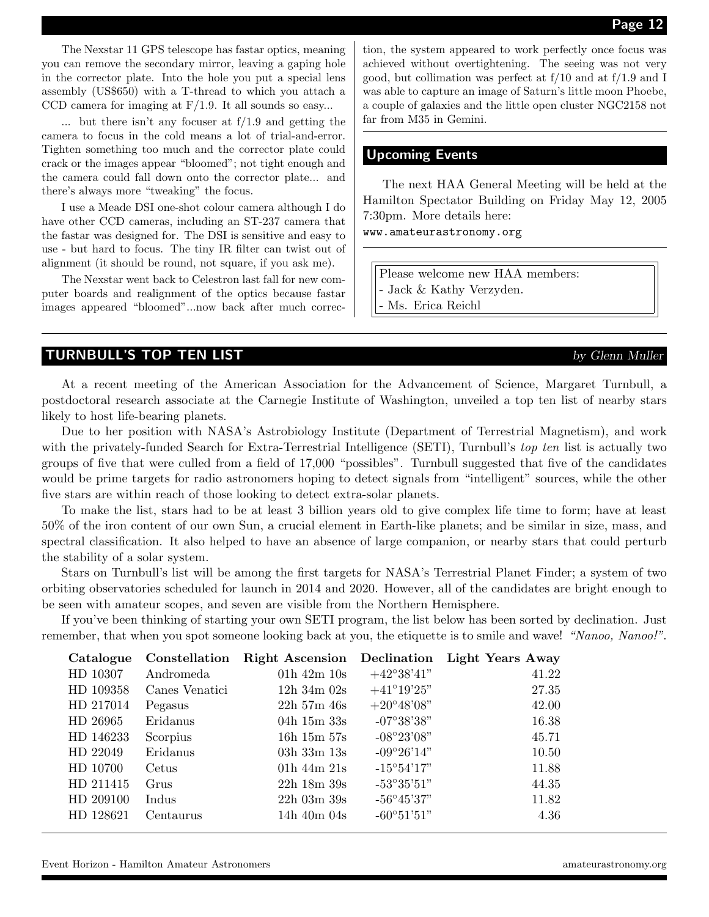The Nexstar 11 GPS telescope has fastar optics, meaning you can remove the secondary mirror, leaving a gaping hole in the corrector plate. Into the hole you put a special lens assembly (US$650) with a T-thread to which you attach a CCD camera for imaging at F/1.9. It all sounds so easy...

... but there isn't any focuser at f/1.9 and getting the camera to focus in the cold means a lot of trial-and-error. Tighten something too much and the corrector plate could crack or the images appear "bloomed"; not tight enough and the camera could fall down onto the corrector plate... and there's always more "tweaking" the focus.

I use a Meade DSI one-shot colour camera although I do have other CCD cameras, including an ST-237 camera that the fastar was designed for. The DSI is sensitive and easy to use - but hard to focus. The tiny IR filter can twist out of alignment (it should be round, not square, if you ask me).

The Nexstar went back to Celestron last fall for new computer boards and realignment of the optics because fastar images appeared "bloomed"...now back after much correction, the system appeared to work perfectly once focus was achieved without overtightening. The seeing was not very good, but collimation was perfect at f/10 and at f/1.9 and I was able to capture an image of Saturn's little moon Phoebe, a couple of galaxies and the little open cluster NGC2158 not far from M35 in Gemini.

## Upcoming Events

The next HAA General Meeting will be held at the Hamilton Spectator Building on Friday May 12, 2005 7:30pm. More details here:
www.amateurastronomy.org

Please welcome new HAA members:
- Jack & Kathy Verzyden.
- Ms. Erica Reichl

## TURNBULL'S TOP TEN LIST

*by Glenn Muller*

At a recent meeting of the American Association for the Advancement of Science, Margaret Turnbull, a postdoctoral research associate at the Carnegie Institute of Washington, unveiled a top ten list of nearby stars likely to host life-bearing planets.

Due to her position with NASA's Astrobiology Institute (Department of Terrestrial Magnetism), and work with the privately-funded Search for Extra-Terrestrial Intelligence (SETI), Turnbull's *top ten* list is actually two groups of five that were culled from a field of 17,000 "possibles". Turnbull suggested that five of the candidates would be prime targets for radio astronomers hoping to detect signals from "intelligent" sources, while the other five stars are within reach of those looking to detect extra-solar planets.

To make the list, stars had to be at least 3 billion years old to give complex life time to form; have at least 50% of the iron content of our own Sun, a crucial element in Earth-like planets; and be similar in size, mass, and spectral classification. It also helped to have an absence of large companion, or nearby stars that could perturb the stability of a solar system.

Stars on Turnbull's list will be among the first targets for NASA's Terrestrial Planet Finder; a system of two orbiting observatories scheduled for launch in 2014 and 2020. However, all of the candidates are bright enough to be seen with amateur scopes, and seven are visible from the Northern Hemisphere.

If you've been thinking of starting your own SETI program, the list below has been sorted by declination. Just remember, that when you spot someone looking back at you, the etiquette is to smile and wave! *"Nanoo, Nanoo!"*.

| Catalogue | Constellation | Right Ascension | Declination | Light Years Away |
|---|---|---|---|---|
| HD 10307 | Andromeda | 01h 42m 10s | +42°38'41" | 41.22 |
| HD 109358 | Canes Venatici | 12h 34m 02s | +41°19'25" | 27.35 |
| HD 217014 | Pegasus | 22h 57m 46s | +20°48'08" | 42.00 |
| HD 26965 | Eridanus | 04h 15m 33s | -07°38'38" | 16.38 |
| HD 146233 | Scorpius | 16h 15m 57s | -08°23'08" | 45.71 |
| HD 22049 | Eridanus | 03h 33m 13s | -09°26'14" | 10.50 |
| HD 10700 | Cetus | 01h 44m 21s | -15°54'17" | 11.88 |
| HD 211415 | Grus | 22h 18m 39s | -53°35'51" | 44.35 |
| HD 209100 | Indus | 22h 03m 39s | -56°45'37" | 11.82 |
| HD 128621 | Centaurus | 14h 40m 04s | -60°51'51" | 4.36 |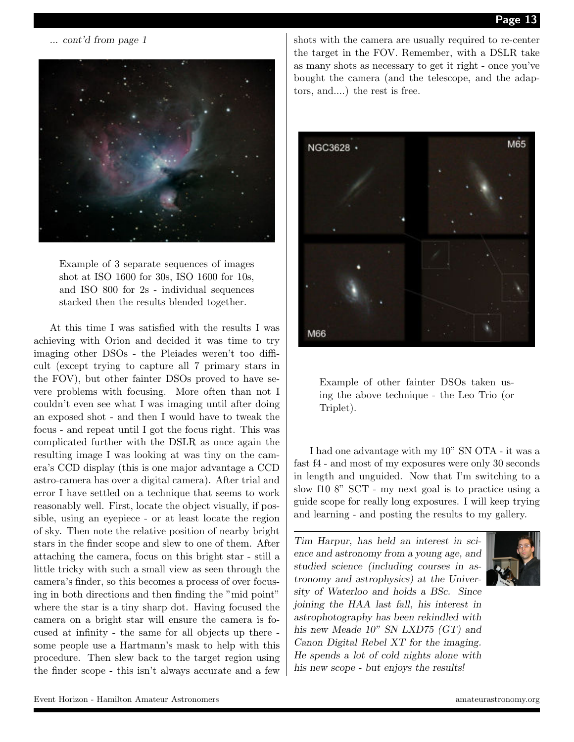*... cont'd from page 1*

Example of 3 separate sequences of images shot at ISO 1600 for 30s, ISO 1600 for 10s, and ISO 800 for 2s - individual sequences stacked then the results blended together.

At this time I was satisfied with the results I was achieving with Orion and decided it was time to try imaging other DSOs - the Pleiades weren't too difficult (except trying to capture all 7 primary stars in the FOV), but other fainter DSOs proved to have severe problems with focusing. More often than not I couldn't even see what I was imaging until after doing an exposed shot - and then I would have to tweak the focus - and repeat until I got the focus right. This was complicated further with the DSLR as once again the resulting image I was looking at was tiny on the camera's CCD display (this is one major advantage a CCD astro-camera has over a digital camera). After trial and error I have settled on a technique that seems to work reasonably well. First, locate the object visually, if possible, using an eyepiece - or at least locate the region of sky. Then note the relative position of nearby bright stars in the finder scope and slew to one of them. After attaching the camera, focus on this bright star - still a little tricky with such a small view as seen through the camera's finder, so this becomes a process of over focusing in both directions and then finding the "mid point" where the star is a tiny sharp dot. Having focused the camera on a bright star will ensure the camera is focused at infinity - the same for all objects up there - some people use a Hartmann's mask to help with this procedure. Then slew back to the target region using the finder scope - this isn't always accurate and a few shots with the camera are usually required to re-center the target in the FOV. Remember, with a DSLR take as many shots as necessary to get it right - once you've bought the camera (and the telescope, and the adaptors, and....) the rest is free.

Example of other fainter DSOs taken using the above technique - the Leo Trio (or Triplet).

I had one advantage with my 10" SN OTA - it was a fast f4 - and most of my exposures were only 30 seconds in length and unguided. Now that I'm switching to a slow f10 8" SCT - my next goal is to practice using a guide scope for really long exposures. I will keep trying and learning - and posting the results to my gallery.

---

*Tim Harpur, has held an interest in science and astronomy from a young age, and studied science (including courses in astronomy and astrophysics) at the University of Waterloo and holds a BSc. Since joining the HAA last fall, his interest in astrophotography has been rekindled with his new Meade 10" SN LXD75 (GT) and Canon Digital Rebel XT for the imaging. He spends a lot of cold nights alone with his new scope - but enjoys the results!*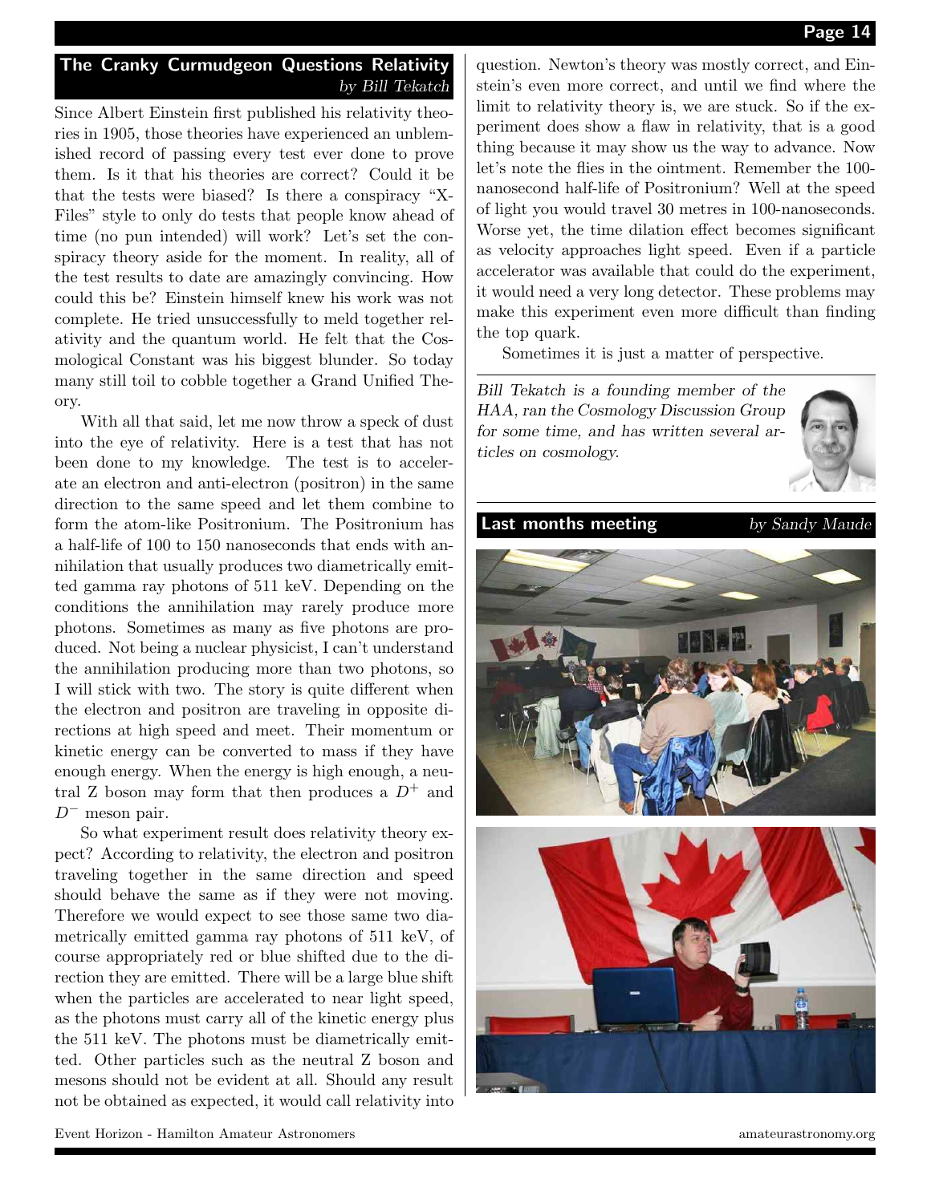## The Cranky Curmudgeon Questions Relativity

*by Bill Tekatch*

Since Albert Einstein first published his relativity theories in 1905, those theories have experienced an unblemished record of passing every test ever done to prove them. Is it that his theories are correct? Could it be that the tests were biased? Is there a conspiracy "X-Files" style to only do tests that people know ahead of time (no pun intended) will work? Let's set the conspiracy theory aside for the moment. In reality, all of the test results to date are amazingly convincing. How could this be? Einstein himself knew his work was not complete. He tried unsuccessfully to meld together relativity and the quantum world. He felt that the Cosmological Constant was his biggest blunder. So today many still toil to cobble together a Grand Unified Theory.

With all that said, let me now throw a speck of dust into the eye of relativity. Here is a test that has not been done to my knowledge. The test is to accelerate an electron and anti-electron (positron) in the same direction to the same speed and let them combine to form the atom-like Positronium. The Positronium has a half-life of 100 to 150 nanoseconds that ends with annihilation that usually produces two diametrically emitted gamma ray photons of 511 keV. Depending on the conditions the annihilation may rarely produce more photons. Sometimes as many as five photons are produced. Not being a nuclear physicist, I can't understand the annihilation producing more than two photons, so I will stick with two. The story is quite different when the electron and positron are traveling in opposite directions at high speed and meet. Their momentum or kinetic energy can be converted to mass if they have enough energy. When the energy is high enough, a neutral Z boson may form that then produces a $D^+$ and $D^-$ meson pair.

So what experiment result does relativity theory expect? According to relativity, the electron and positron traveling together in the same direction and speed should behave the same as if they were not moving. Therefore we would expect to see those same two diametrically emitted gamma ray photons of 511 keV, of course appropriately red or blue shifted due to the direction they are emitted. There will be a large blue shift when the particles are accelerated to near light speed, as the photons must carry all of the kinetic energy plus the 511 keV. The photons must be diametrically emitted. Other particles such as the neutral Z boson and mesons should not be evident at all. Should any result not be obtained as expected, it would call relativity into question. Newton's theory was mostly correct, and Einstein's even more correct, and until we find where the limit to relativity theory is, we are stuck. So if the experiment does show a flaw in relativity, that is a good thing because it may show us the way to advance. Now let's note the flies in the ointment. Remember the 100-nanosecond half-life of Positronium? Well at the speed of light you would travel 30 metres in 100-nanoseconds. Worse yet, the time dilation effect becomes significant as velocity approaches light speed. Even if a particle accelerator was available that could do the experiment, it would need a very long detector. These problems may make this experiment even more difficult than finding the top quark.

Sometimes it is just a matter of perspective.

*Bill Tekatch is a founding member of the HAA, ran the Cosmology Discussion Group for some time, and has written several articles on cosmology.*

## Last months meeting

*by Sandy Maude*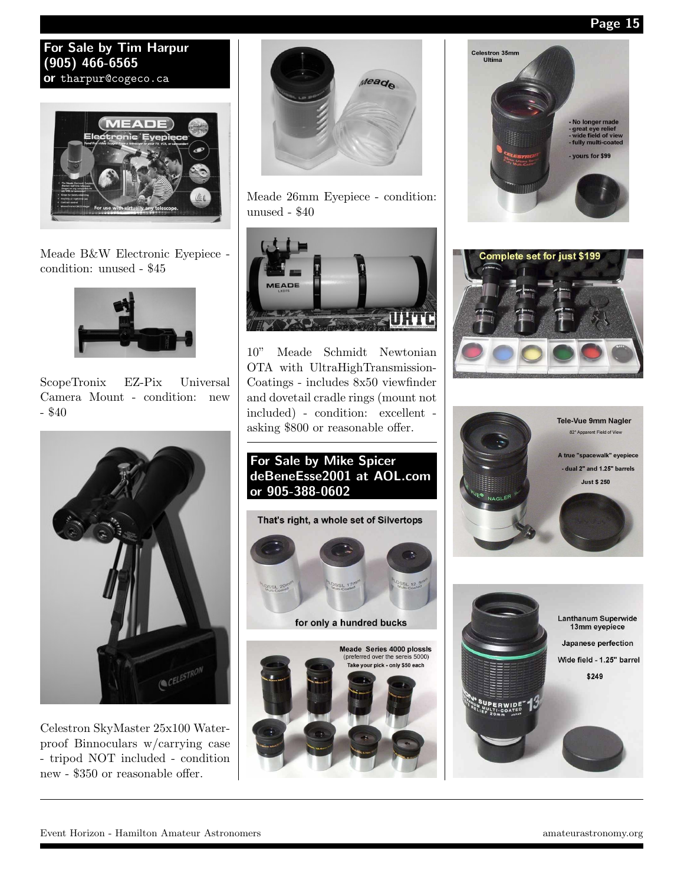**For Sale by Tim Harpur**
**(905) 466-6565**
**or** tharpur@cogeco.ca

Meade B&W Electronic Eyepiece - condition: unused - $45

ScopeTronix EZ-Pix Universal Camera Mount - condition: new - $40

Celestron SkyMaster 25x100 Waterproof Binnoculars w/carrying case - tripod NOT included - condition new - $350 or reasonable offer.

Meade 26mm Eyepiece - condition: unused - $40

10" Meade Schmidt Newtonian OTA with UltraHighTransmission-Coatings - includes 8x50 viewfinder and dovetail cradle rings (mount not included) - condition: excellent - asking $800 or reasonable offer.

---

**For Sale by Mike Spicer**
**deBeneEsse2001 at AOL.com**
**or 905-388-0602**

That's right, a whole set of Silvertops

for only a hundred bucks

Meade Series 4000 plossls
(preferred over the sereis 5000)
Take your pick - only $50 each

Celestron 35mm Ultima

- No longer made
- great eye relief
- wide field of view
- fully multi-coated

- yours for $99

Complete set for just $199

Tele-Vue 9mm Nagler

82° Apparent Field of View

A true "spacewalk" eyepiece

- dual 2" and 1.25" barrels

Just $ 250

Lanthanum Superwide 13mm eyepiece

Japanese perfection

Wide field - 1.25" barrel

$249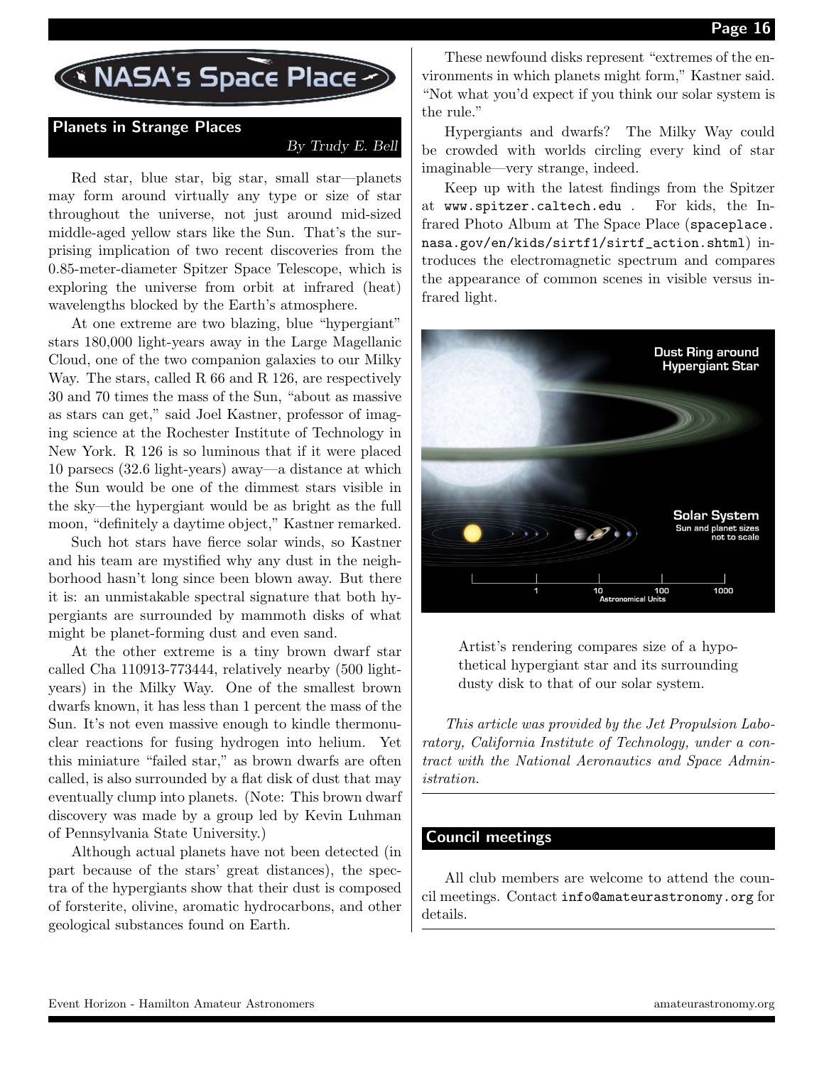NASA's Space Place

## Planets in Strange Places

*By Trudy E. Bell*

Red star, blue star, big star, small star—planets may form around virtually any type or size of star throughout the universe, not just around mid-sized middle-aged yellow stars like the Sun. That's the surprising implication of two recent discoveries from the 0.85-meter-diameter Spitzer Space Telescope, which is exploring the universe from orbit at infrared (heat) wavelengths blocked by the Earth's atmosphere.

At one extreme are two blazing, blue "hypergiant" stars 180,000 light-years away in the Large Magellanic Cloud, one of the two companion galaxies to our Milky Way. The stars, called R 66 and R 126, are respectively 30 and 70 times the mass of the Sun, "about as massive as stars can get," said Joel Kastner, professor of imaging science at the Rochester Institute of Technology in New York. R 126 is so luminous that if it were placed 10 parsecs (32.6 light-years) away—a distance at which the Sun would be one of the dimmest stars visible in the sky—the hypergiant would be as bright as the full moon, "definitely a daytime object," Kastner remarked.

Such hot stars have fierce solar winds, so Kastner and his team are mystified why any dust in the neighborhood hasn't long since been blown away. But there it is: an unmistakable spectral signature that both hypergiants are surrounded by mammoth disks of what might be planet-forming dust and even sand.

At the other extreme is a tiny brown dwarf star called Cha 110913-773444, relatively nearby (500 light-years) in the Milky Way. One of the smallest brown dwarfs known, it has less than 1 percent the mass of the Sun. It's not even massive enough to kindle thermonuclear reactions for fusing hydrogen into helium. Yet this miniature "failed star," as brown dwarfs are often called, is also surrounded by a flat disk of dust that may eventually clump into planets. (Note: This brown dwarf discovery was made by a group led by Kevin Luhman of Pennsylvania State University.)

Although actual planets have not been detected (in part because of the stars' great distances), the spectra of the hypergiants show that their dust is composed of forsterite, olivine, aromatic hydrocarbons, and other geological substances found on Earth.

These newfound disks represent "extremes of the environments in which planets might form," Kastner said. "Not what you'd expect if you think our solar system is the rule."

Hypergiants and dwarfs? The Milky Way could be crowded with worlds circling every kind of star imaginable—very strange, indeed.

Keep up with the latest findings from the Spitzer at www.spitzer.caltech.edu . For kids, the Infrared Photo Album at The Space Place (spaceplace.nasa.gov/en/kids/sirtf1/sirtf_action.shtml) introduces the electromagnetic spectrum and compares the appearance of common scenes in visible versus infrared light.

Dust Ring around Hypergiant Star

Solar System
Sun and planet sizes not to scale

1
10
100
1000
Astronomical Units

Artist's rendering compares size of a hypothetical hypergiant star and its surrounding dusty disk to that of our solar system.

*This article was provided by the Jet Propulsion Laboratory, California Institute of Technology, under a contract with the National Aeronautics and Space Administration.*

## Council meetings

All club members are welcome to attend the council meetings. Contact info@amateurastronomy.org for details.